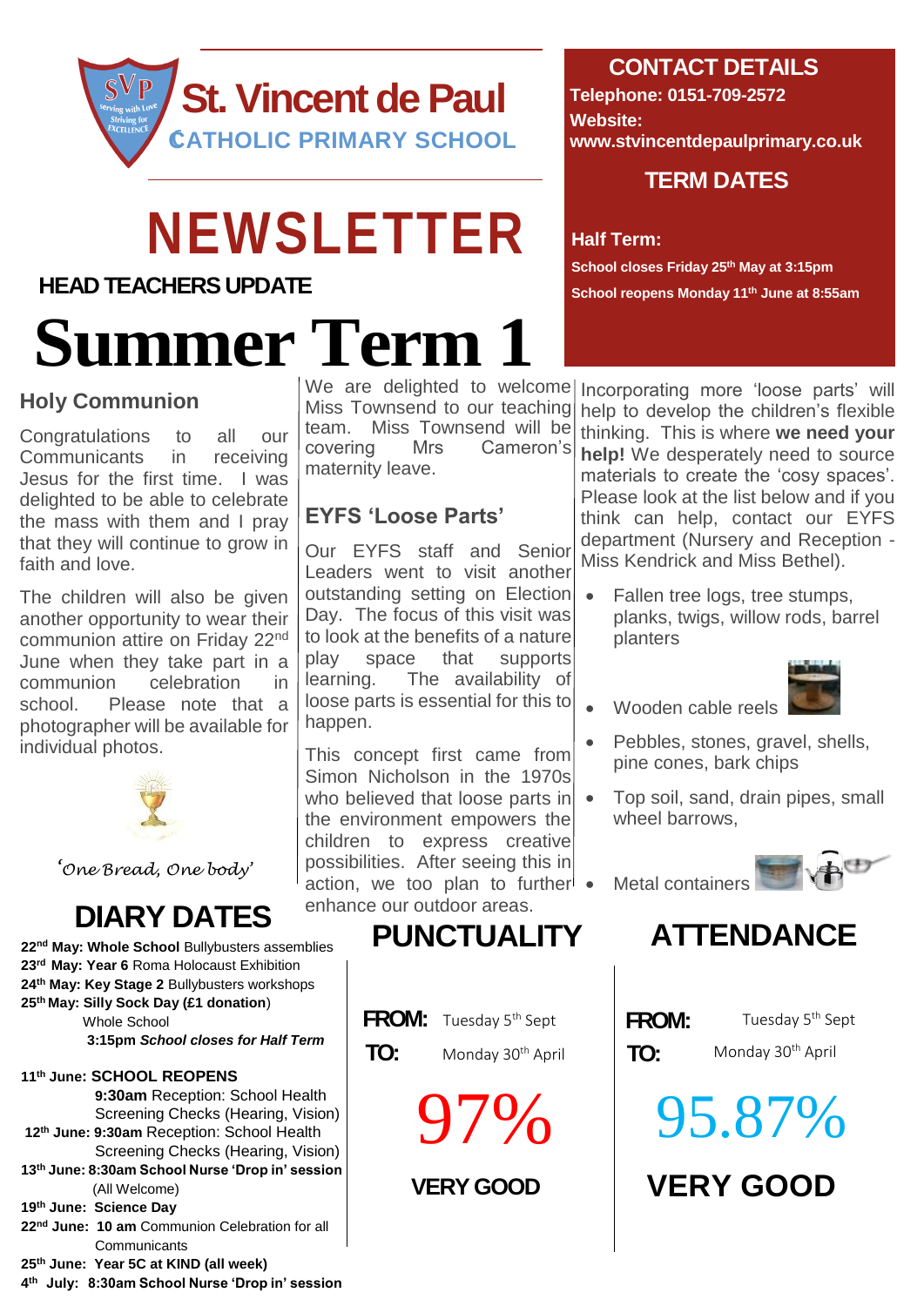# St. Vincent de Paul

## CATHOLIC PRIMARY SCHOOL

# NEWSLETTER

## HEAD TEACHERS UPDATE

# Summer Term 1

## CONTACT DETAILS

**Telephone: 0151-709-2572**

**Website:**

**www.stvincentdepaulprimary.co.uk**

## TERM DATES

**Half Term:**

**School closes Friday 25th May at 3:15pm**

**School reopens Monday 11th June at 8:55am**

### Holy Communion

Congratulations to all our Communicants in receiving Jesus for the first time. I was delighted to be able to celebrate the mass with them and I pray that they will continue to grow in faith and love.

The children will also be given another opportunity to wear their communion attire on Friday 22nd June when they take part in a communion celebration in school. Please note that a photographer will be available for individual photos.

*'One Bread, One body'*

We are delighted to welcome Miss Townsend to our teaching team. Miss Townsend will be covering Mrs Cameron's maternity leave.

### EYFS 'Loose Parts'

Our EYFS staff and Senior Leaders went to visit another outstanding setting on Election Day. The focus of this visit was to look at the benefits of a nature play space that supports learning. The availability of loose parts is essential for this to happen.

This concept first came from Simon Nicholson in the 1970s who believed that loose parts in the environment empowers the children to express creative possibilities. After seeing this in action, we too plan to further enhance our outdoor areas.

Incorporating more 'loose parts' will help to develop the children's flexible thinking. This is where **we need your help!** We desperately need to source materials to create the 'cosy spaces'. Please look at the list below and if you think can help, contact our EYFS department (Nursery and Reception - Miss Kendrick and Miss Bethel).

- Fallen tree logs, tree stumps, planks, twigs, willow rods, barrel planters
- Wooden cable reels
- Pebbles, stones, gravel, shells, pine cones, bark chips
- Top soil, sand, drain pipes, small wheel barrows,
- Metal containers

## DIARY DATES

**22nd May: Whole School** Bullybusters assemblies
**23rd May: Year 6** Roma Holocaust Exhibition
**24th May: Key Stage 2** Bullybusters workshops
**25th May: Silly Sock Day (£1 donation)**
Whole School
**3:15pm** ***School closes for Half Term***

**11th June: SCHOOL REOPENS**
**9:30am** Reception: School Health Screening Checks (Hearing, Vision)
**12th June: 9:30am** Reception: School Health Screening Checks (Hearing, Vision)
**13th June: 8:30am School Nurse 'Drop in' session** (All Welcome)
**19th June: Science Day**
**22nd June: 10 am** Communion Celebration for all Communicants
**25th June: Year 5C at KIND (all week)**
**4th July: 8:30am School Nurse 'Drop in' session**

## PUNCTUALITY

**FROM:** Tuesday 5th Sept

**TO:** Monday 30th April

# 97%

**VERY GOOD**

## ATTENDANCE

**FROM:** Tuesday 5th Sept

**TO:** Monday 30th April

# 95.87%

**VERY GOOD**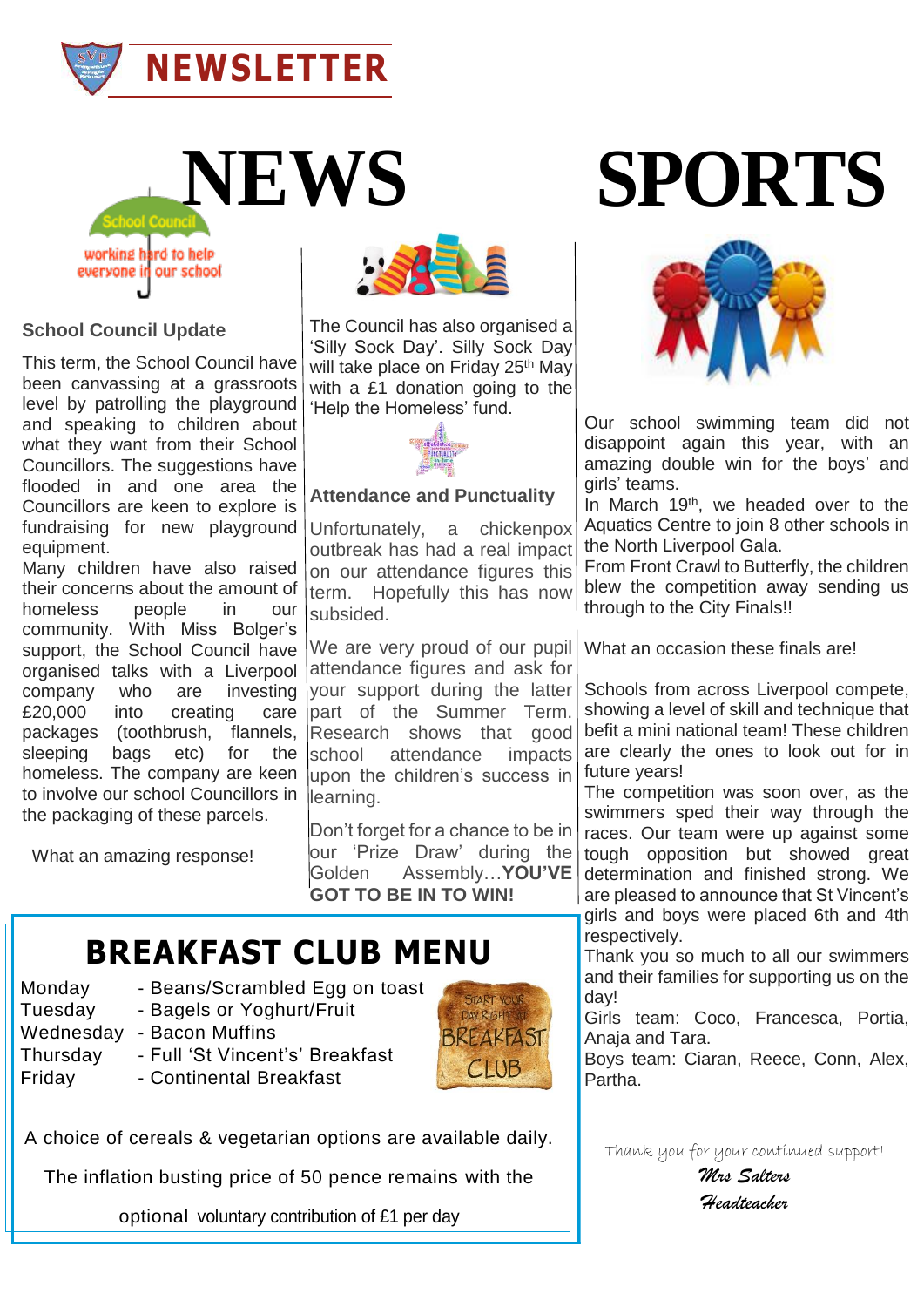# NEWSLETTER

# NEWS

School Council

working hard to help everyone in our school

### School Council Update

This term, the School Council have been canvassing at a grassroots level by patrolling the playground and speaking to children about what they want from their School Councillors. The suggestions have flooded in and one area the Councillors are keen to explore is fundraising for new playground equipment.

Many children have also raised their concerns about the number of homeless people in our community. With Miss Bolger's support, the School Council have organised talks with a Liverpool company who are investing £20,000 into creating care packages (toothbrush, flannels, sleeping bags etc) for the homeless. The company are keen to involve our school Councillors in the packaging of these parcels.

What an amazing response!

The Council has also organised a 'Silly Sock Day'. Silly Sock Day will take place on Friday 25th May with a £1 donation going to the 'Help the Homeless' fund.

### Attendance and Punctuality

Unfortunately, a chickenpox outbreak has had a real impact on our attendance figures this term. Hopefully this has now subsided.

We are very proud of our pupil attendance figures and ask for your support during the latter part of the Summer Term. Research shows that good school attendance impacts upon the children's success in learning.

Don't forget for a chance to be in our 'Prize Draw' during the Golden Assembly…**YOU'VE GOT TO BE IN TO WIN!**

## BREAKFAST CLUB MENU

| | |
|---|---|
| Monday | - Beans/Scrambled Egg on toast |
| Tuesday | - Bagels or Yoghurt/Fruit |
| Wednesday | - Bacon Muffins |
| Thursday | - Full 'St Vincent's' Breakfast |
| Friday | - Continental Breakfast |

START YOUR DAY RIGHT AT BREAKFAST CLUB

A choice of cereals & vegetarian options are available daily.

The inflation busting price of 50 pence remains with the

optional voluntary contribution of £1 per day

# SPORTS

Our school swimming team did not disappoint again this year, with an amazing double win for the boys' and girls' teams.

In March 19th, we headed over to the Aquatics Centre to join 8 other schools in the North Liverpool Gala.

From Front Crawl to Butterfly, the children blew the competition away sending us through to the City Finals!!

What an occasion these finals are!

Schools from across Liverpool compete, showing a level of skill and technique that befit a mini national team! These children are clearly the ones to look out for in future years!

The competition was soon over, as the swimmers sped their way through the races. Our team were up against some tough opposition but showed great determination and finished strong. We are pleased to announce that St Vincent's girls and boys were placed 6th and 4th respectively.

Thank you so much to all our swimmers and their families for supporting us on the day!

Girls team: Coco, Francesca, Portia, Anaja and Tara.

Boys team: Ciaran, Reece, Conn, Alex, Partha.

*Thank you for your continued support!*

*Mrs Salters*

*Headteacher*